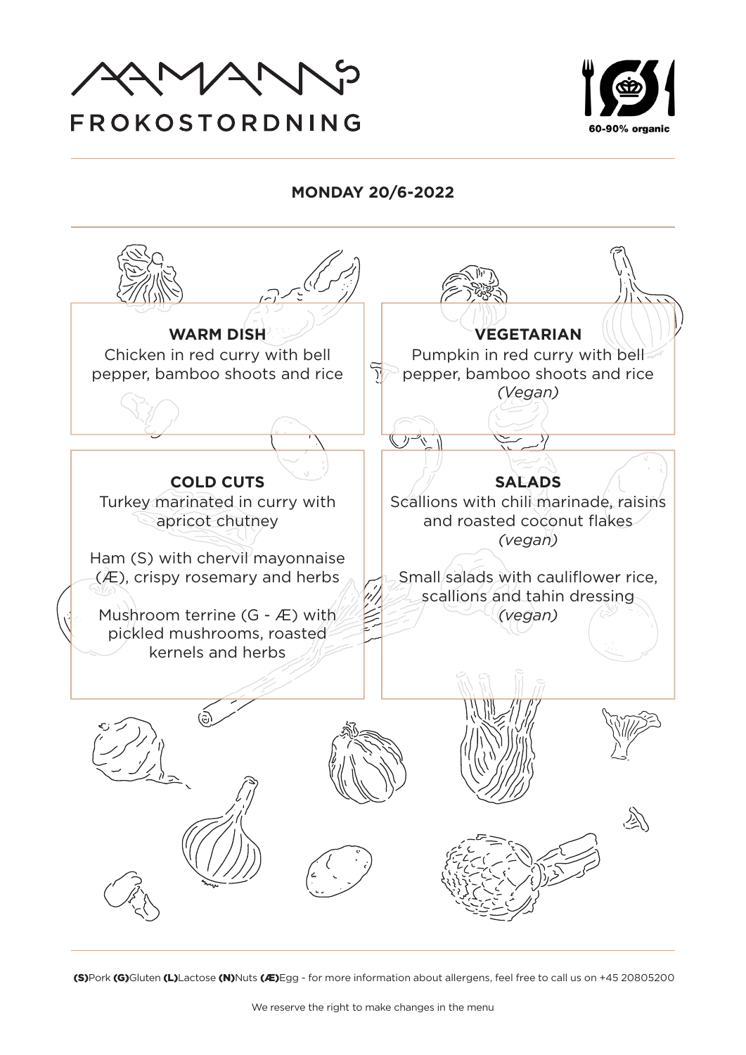# AAMANNS
## FROKOSTORDNING

60-90% organic

### MONDAY 20/6-2022

**WARM DISH**

Chicken in red curry with bell pepper, bamboo shoots and rice

**VEGETARIAN**

Pumpkin in red curry with bell pepper, bamboo shoots and rice
*(Vegan)*

**COLD CUTS**

Turkey marinated in curry with apricot chutney

Ham (S) with chervil mayonnaise (Æ), crispy rosemary and herbs

Mushroom terrine (G - Æ) with pickled mushrooms, roasted kernels and herbs

**SALADS**

Scallions with chili marinade, raisins and roasted coconut flakes
*(vegan)*

Small salads with cauliflower rice, scallions and tahin dressing
*(vegan)*

**(S)**Pork **(G)**Gluten **(L)**Lactose **(N)**Nuts **(Æ)**Egg - for more information about allergens, feel free to call us on +45 20805200

We reserve the right to make changes in the menu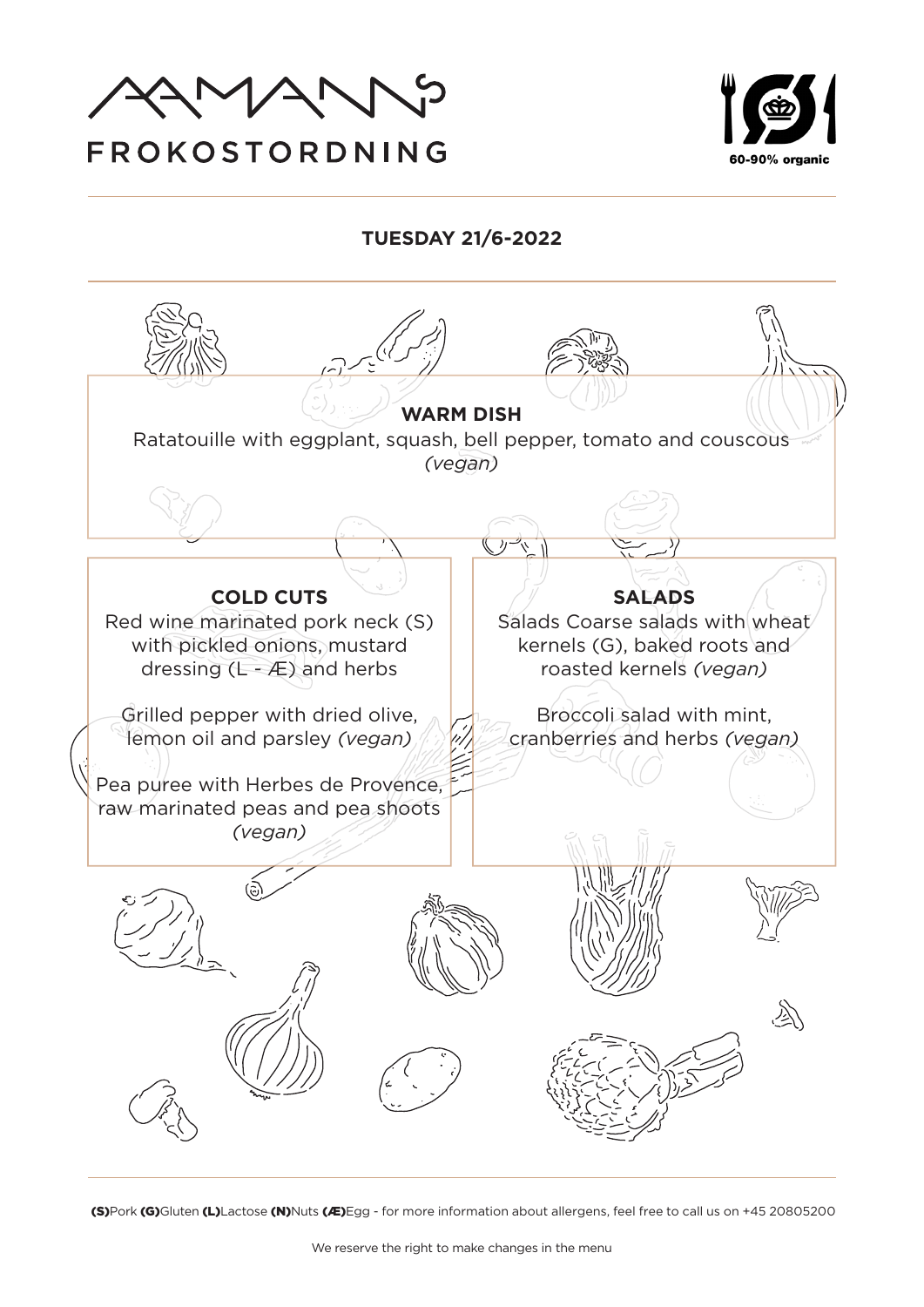# AAMANNS FROKOSTORDNING

60-90% organic

## TUESDAY 21/6-2022

### WARM DISH

Ratatouille with eggplant, squash, bell pepper, tomato and couscous *(vegan)*

### COLD CUTS

Red wine marinated pork neck (S) with pickled onions, mustard dressing (L - Æ) and herbs

Grilled pepper with dried olive, lemon oil and parsley *(vegan)*

Pea puree with Herbes de Provence, raw marinated peas and pea shoots *(vegan)*

### SALADS

Salads Coarse salads with wheat kernels (G), baked roots and roasted kernels *(vegan)*

Broccoli salad with mint, cranberries and herbs *(vegan)*

**(S)**Pork **(G)**Gluten **(L)**Lactose **(N)**Nuts **(Æ)**Egg - for more information about allergens, feel free to call us on +45 20805200

We reserve the right to make changes in the menu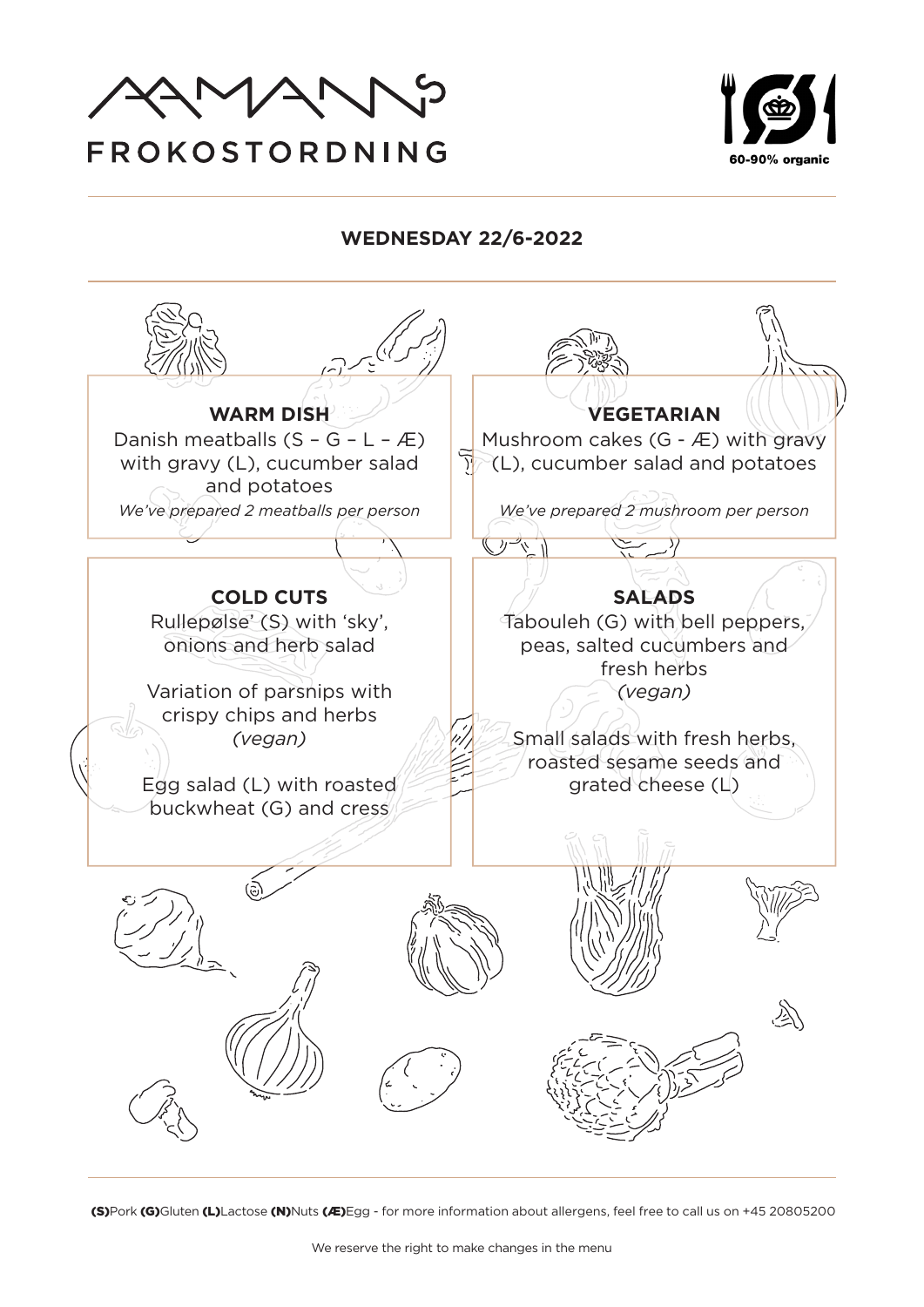# AAMANNS FROKOSTORDNING

60-90% organic

## WEDNESDAY 22/6-2022

### WARM DISH

Danish meatballs (S – G – L – Æ) with gravy (L), cucumber salad and potatoes

*We've prepared 2 meatballs per person*

### VEGETARIAN

Mushroom cakes (G - Æ) with gravy (L), cucumber salad and potatoes

*We've prepared 2 mushroom per person*

### COLD CUTS

Rullepølse' (S) with 'sky', onions and herb salad

Variation of parsnips with crispy chips and herbs *(vegan)*

Egg salad (L) with roasted buckwheat (G) and cress

### SALADS

Tabouleh (G) with bell peppers, peas, salted cucumbers and fresh herbs *(vegan)*

Small salads with fresh herbs, roasted sesame seeds and grated cheese (L)

**(S)**Pork **(G)**Gluten **(L)**Lactose **(N)**Nuts **(Æ)**Egg - for more information about allergens, feel free to call us on +45 20805200

We reserve the right to make changes in the menu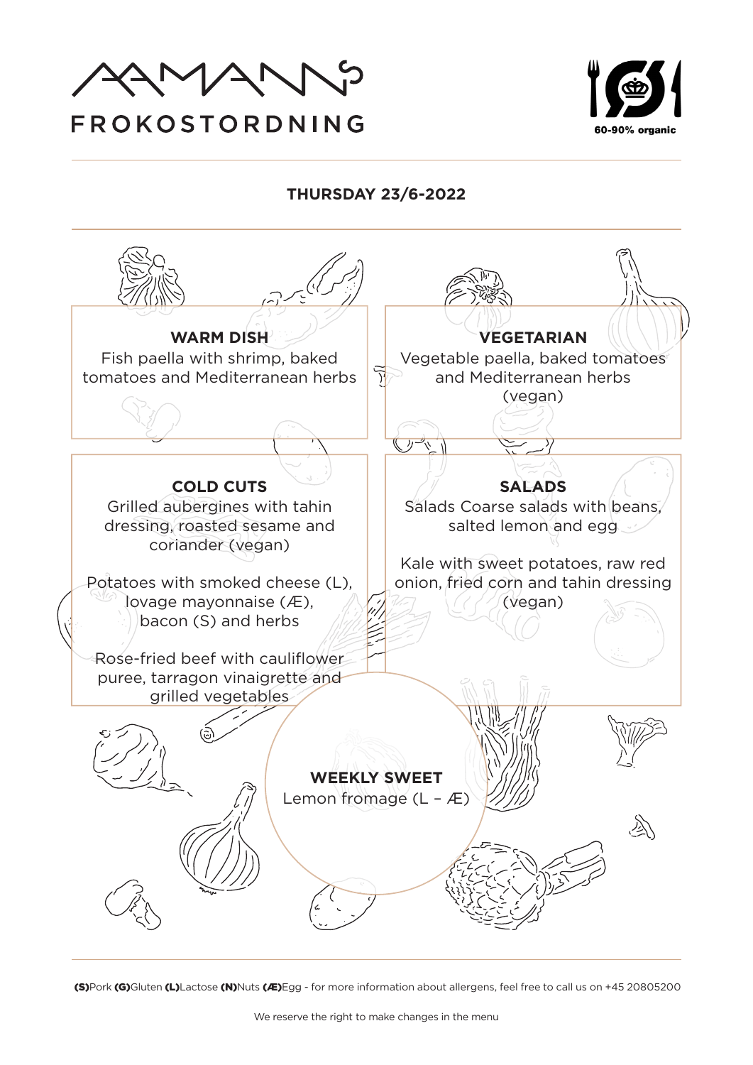AAMANNS
FROKOSTORDNING

60-90% organic

## THURSDAY 23/6-2022

### WARM DISH

Fish paella with shrimp, baked tomatoes and Mediterranean herbs

### VEGETARIAN

Vegetable paella, baked tomatoes and Mediterranean herbs (vegan)

### COLD CUTS

Grilled aubergines with tahin dressing, roasted sesame and coriander (vegan)

Potatoes with smoked cheese (L), lovage mayonnaise (Æ), bacon (S) and herbs

Rose-fried beef with cauliflower puree, tarragon vinaigrette and grilled vegetables

### SALADS

Salads Coarse salads with beans, salted lemon and egg

Kale with sweet potatoes, raw red onion, fried corn and tahin dressing (vegan)

### WEEKLY SWEET

Lemon fromage (L – Æ)

**(S)**Pork **(G)**Gluten **(L)**Lactose **(N)**Nuts **(Æ)**Egg - for more information about allergens, feel free to call us on +45 20805200

We reserve the right to make changes in the menu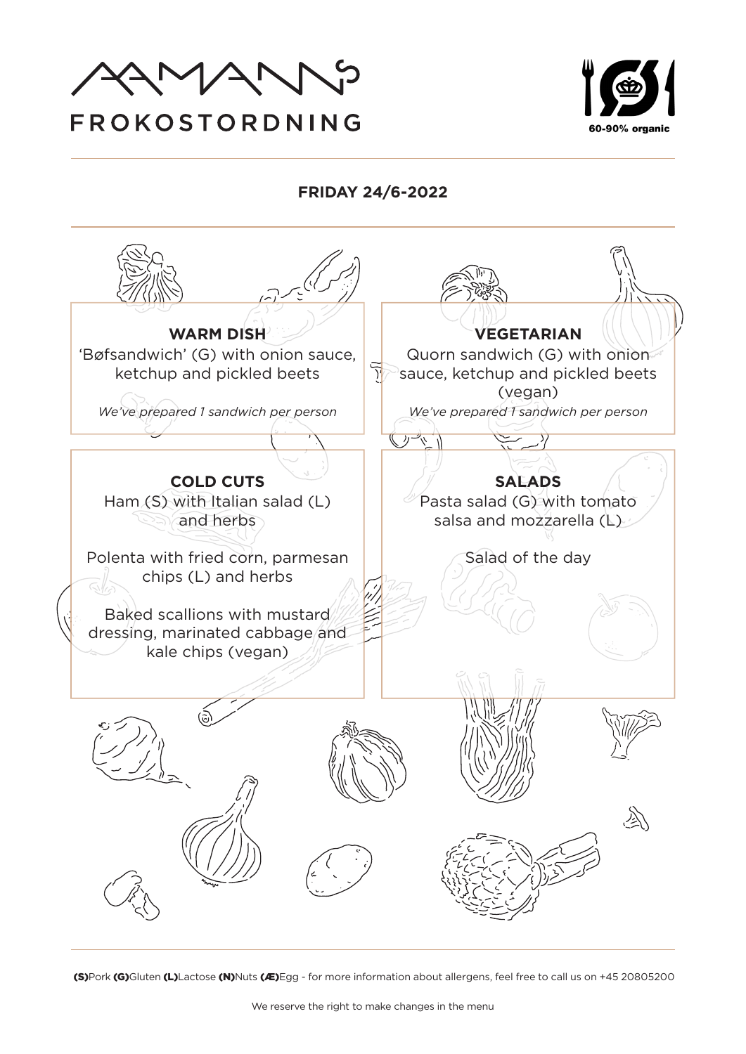AAMANNS FROKOSTORDNING

60-90% organic

## FRIDAY 24/6-2022

### WARM DISH

'Bøfsandwich' (G) with onion sauce, ketchup and pickled beets

*We've prepared 1 sandwich per person*

### VEGETARIAN

Quorn sandwich (G) with onion sauce, ketchup and pickled beets (vegan)

*We've prepared 1 sandwich per person*

### COLD CUTS

Ham (S) with Italian salad (L) and herbs

Polenta with fried corn, parmesan chips (L) and herbs

Baked scallions with mustard dressing, marinated cabbage and kale chips (vegan)

### SALADS

Pasta salad (G) with tomato salsa and mozzarella (L)

Salad of the day

**(S)**Pork **(G)**Gluten **(L)**Lactose **(N)**Nuts **(Æ)**Egg - for more information about allergens, feel free to call us on +45 20805200

We reserve the right to make changes in the menu